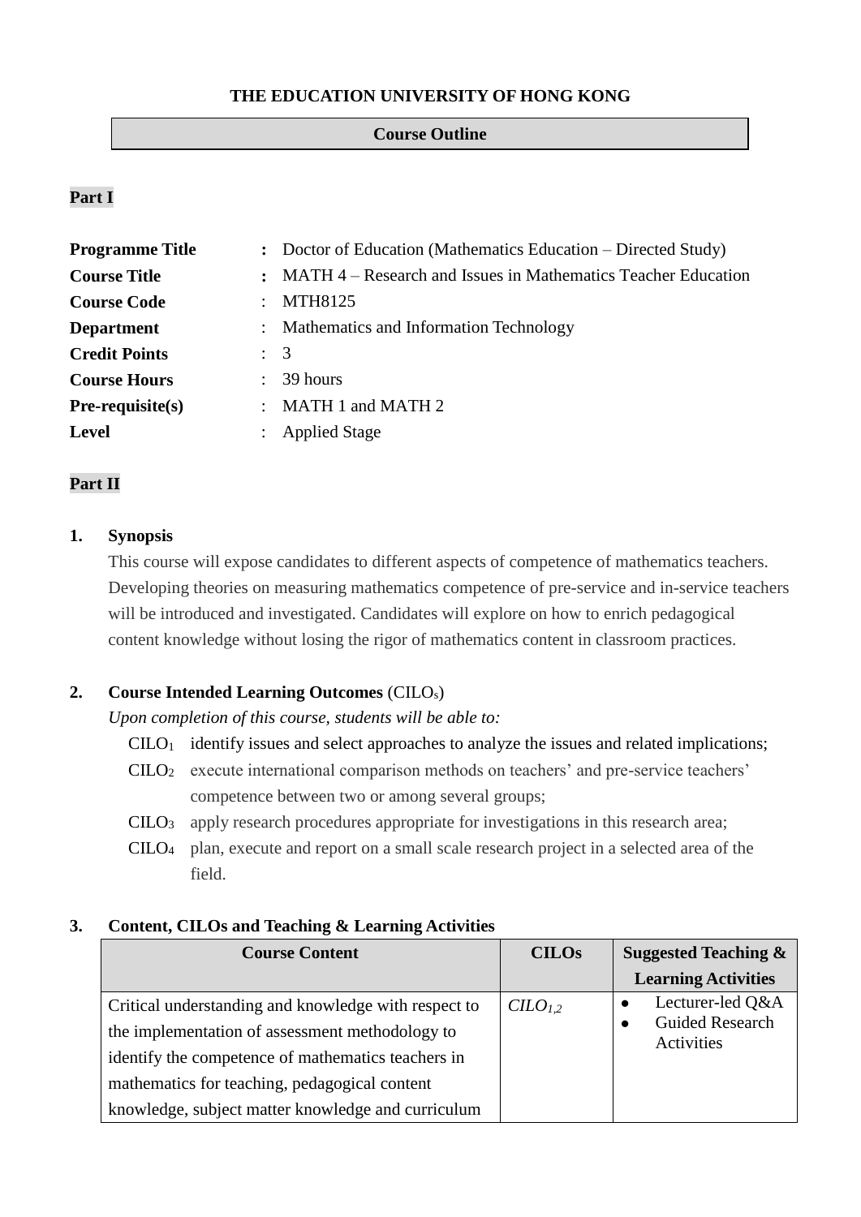**THE EDUCATION UNIVERSITY OF HONG KONG**

**Course Outline**

**Part I**

| | | |
|---|---|---|
| **Programme Title** | : | Doctor of Education (Mathematics Education – Directed Study) |
| **Course Title** | : | MATH 4 – Research and Issues in Mathematics Teacher Education |
| **Course Code** | : | MTH8125 |
| **Department** | : | Mathematics and Information Technology |
| **Credit Points** | : | 3 |
| **Course Hours** | : | 39 hours |
| **Pre-requisite(s)** | : | MATH 1 and MATH 2 |
| **Level** | : | Applied Stage |

**Part II**

**1. Synopsis**

This course will expose candidates to different aspects of competence of mathematics teachers. Developing theories on measuring mathematics competence of pre-service and in-service teachers will be introduced and investigated. Candidates will explore on how to enrich pedagogical content knowledge without losing the rigor of mathematics content in classroom practices.

**2. Course Intended Learning Outcomes** ($CILO_s$)

*Upon completion of this course, students will be able to:*

- $CILO_1$ identify issues and select approaches to analyze the issues and related implications;
- $CILO_2$ execute international comparison methods on teachers' and pre-service teachers' competence between two or among several groups;
- $CILO_3$ apply research procedures appropriate for investigations in this research area;
- $CILO_4$ plan, execute and report on a small scale research project in a selected area of the field.

**3. Content, CILOs and Teaching & Learning Activities**

| Course Content | CILOs | Suggested Teaching & Learning Activities |
|---|---|---|
| Critical understanding and knowledge with respect to the implementation of assessment methodology to identify the competence of mathematics teachers in mathematics for teaching, pedagogical content knowledge, subject matter knowledge and curriculum | $CILO_{1,2}$ | • Lecturer-led Q&A<br>• Guided Research Activities |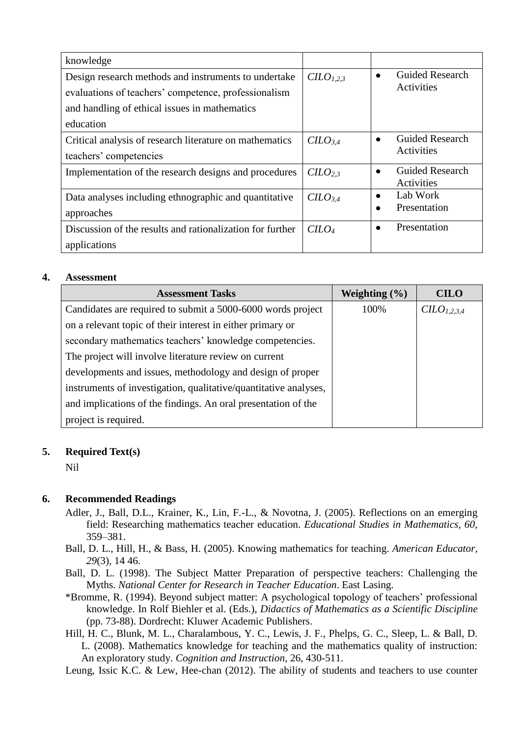| | | |
|---|---|---|
| knowledge | | |
| Design research methods and instruments to undertake evaluations of teachers' competence, professionalism and handling of ethical issues in mathematics education | $CILO_{1,2,3}$ | • Guided Research Activities |
| Critical analysis of research literature on mathematics teachers' competencies | $CILO_{3,4}$ | • Guided Research Activities |
| Implementation of the research designs and procedures | $CILO_{2,3}$ | • Guided Research Activities |
| Data analyses including ethnographic and quantitative approaches | $CILO_{3,4}$ | • Lab Work<br>• Presentation |
| Discussion of the results and rationalization for further applications | $CILO_{4}$ | • Presentation |

## 4. Assessment

| Assessment Tasks | Weighting (%) | CILO |
|---|---|---|
| Candidates are required to submit a 5000-6000 words project on a relevant topic of their interest in either primary or secondary mathematics teachers' knowledge competencies. The project will involve literature review on current developments and issues, methodology and design of proper instruments of investigation, qualitative/quantitative analyses, and implications of the findings. An oral presentation of the project is required. | 100% | $CILO_{1,2,3,4}$ |

## 5. Required Text(s)

Nil

## 6. Recommended Readings

Adler, J., Ball, D.L., Krainer, K., Lin, F.-L., & Novotna, J. (2005). Reflections on an emerging field: Researching mathematics teacher education. *Educational Studies in Mathematics*, *60*, 359–381.

Ball, D. L., Hill, H., & Bass, H. (2005). Knowing mathematics for teaching. *American Educator*, *29*(3), 14 46.

Ball, D. L. (1998). The Subject Matter Preparation of perspective teachers: Challenging the Myths. *National Center for Research in Teacher Education*. East Lasing.

*Bromme, R. (1994). Beyond subject matter: A psychological topology of teachers' professional knowledge. In Rolf Biehler et al. (Eds.), *Didactics of Mathematics as a Scientific Discipline* (pp. 73-88). Dordrecht: Kluwer Academic Publishers.

Hill, H. C., Blunk, M. L., Charalambous, Y. C., Lewis, J. F., Phelps, G. C., Sleep, L. & Ball, D. L. (2008). Mathematics knowledge for teaching and the mathematics quality of instruction: An exploratory study. *Cognition and Instruction*, 26, 430-511.

Leung, Issic K.C. & Lew, Hee-chan (2012). The ability of students and teachers to use counter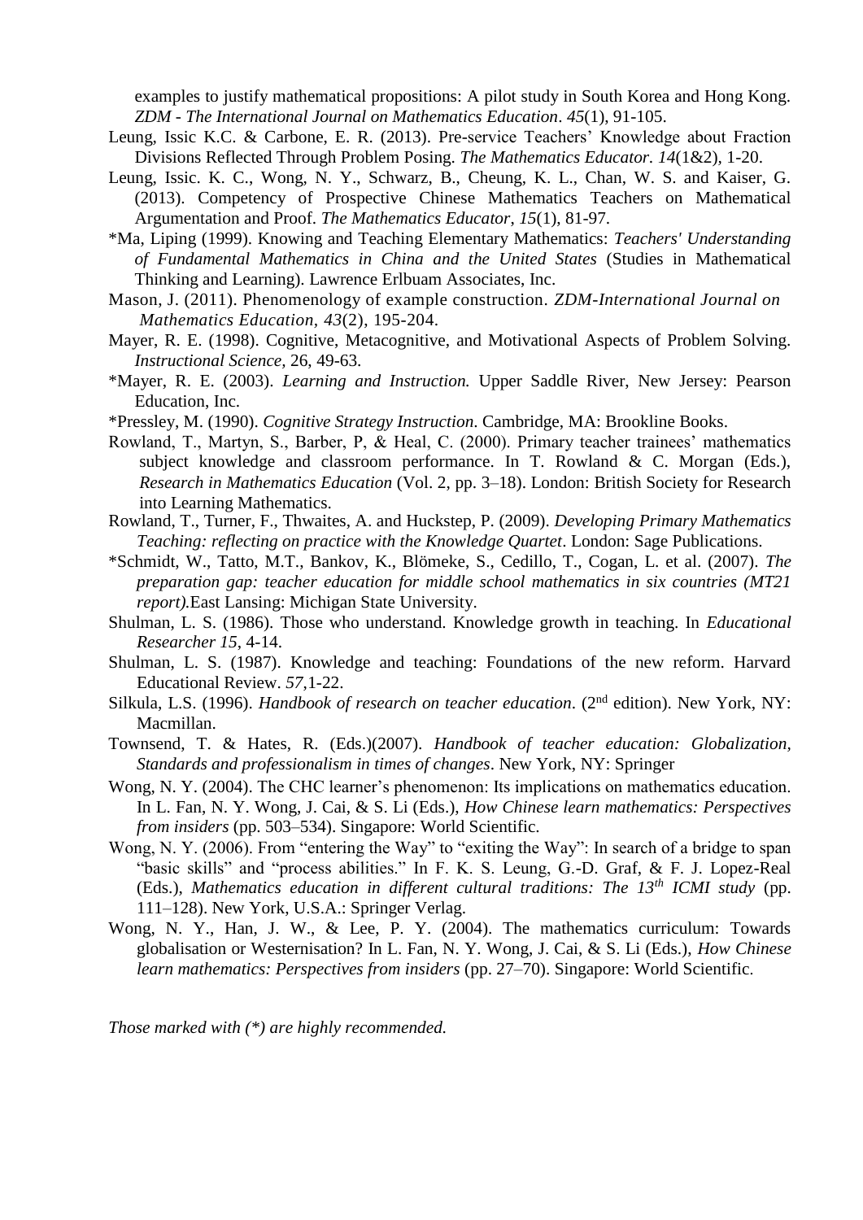examples to justify mathematical propositions: A pilot study in South Korea and Hong Kong. *ZDM - The International Journal on Mathematics Education*. *45*(1), 91-105.

Leung, Issic K.C. & Carbone, E. R. (2013). Pre-service Teachers' Knowledge about Fraction Divisions Reflected Through Problem Posing. *The Mathematics Educator*. *14*(1&2), 1-20.

Leung, Issic. K. C., Wong, N. Y., Schwarz, B., Cheung, K. L., Chan, W. S. and Kaiser, G. (2013). Competency of Prospective Chinese Mathematics Teachers on Mathematical Argumentation and Proof. *The Mathematics Educator*, *15*(1), 81-97.

*Ma, Liping (1999). Knowing and Teaching Elementary Mathematics: *Teachers' Understanding of Fundamental Mathematics in China and the United States* (Studies in Mathematical Thinking and Learning). Lawrence Erlbuam Associates, Inc.

Mason, J. (2011). Phenomenology of example construction. *ZDM-International Journal on Mathematics Education*, *43*(2), 195-204.

Mayer, R. E. (1998). Cognitive, Metacognitive, and Motivational Aspects of Problem Solving. *Instructional Science*, 26, 49-63.

*Mayer, R. E. (2003). *Learning and Instruction.* Upper Saddle River, New Jersey: Pearson Education, Inc.

*Pressley, M. (1990). *Cognitive Strategy Instruction*. Cambridge, MA: Brookline Books.

Rowland, T., Martyn, S., Barber, P, & Heal, C. (2000). Primary teacher trainees' mathematics subject knowledge and classroom performance. In T. Rowland & C. Morgan (Eds.), *Research in Mathematics Education* (Vol. 2, pp. 3–18). London: British Society for Research into Learning Mathematics.

Rowland, T., Turner, F., Thwaites, A. and Huckstep, P. (2009). *Developing Primary Mathematics Teaching: reflecting on practice with the Knowledge Quartet*. London: Sage Publications.

*Schmidt, W., Tatto, M.T., Bankov, K., Blömeke, S., Cedillo, T., Cogan, L. et al. (2007). *The preparation gap: teacher education for middle school mathematics in six countries (MT21 report).*East Lansing: Michigan State University.

Shulman, L. S. (1986). Those who understand. Knowledge growth in teaching. In *Educational Researcher 15*, 4-14.

Shulman, L. S. (1987). Knowledge and teaching: Foundations of the new reform. Harvard Educational Review. *57*,1-22.

Silkula, L.S. (1996). *Handbook of research on teacher education*. (2nd edition). New York, NY: Macmillan.

Townsend, T. & Hates, R. (Eds.)(2007). *Handbook of teacher education: Globalization, Standards and professionalism in times of changes*. New York, NY: Springer

Wong, N. Y. (2004). The CHC learner's phenomenon: Its implications on mathematics education. In L. Fan, N. Y. Wong, J. Cai, & S. Li (Eds.), *How Chinese learn mathematics: Perspectives from insiders* (pp. 503–534). Singapore: World Scientific.

Wong, N. Y. (2006). From "entering the Way" to "exiting the Way": In search of a bridge to span "basic skills" and "process abilities." In F. K. S. Leung, G.-D. Graf, & F. J. Lopez-Real (Eds.), *Mathematics education in different cultural traditions: The 13th ICMI study* (pp. 111–128). New York, U.S.A.: Springer Verlag.

Wong, N. Y., Han, J. W., & Lee, P. Y. (2004). The mathematics curriculum: Towards globalisation or Westernisation? In L. Fan, N. Y. Wong, J. Cai, & S. Li (Eds.), *How Chinese learn mathematics: Perspectives from insiders* (pp. 27–70). Singapore: World Scientific.

*Those marked with (*) are highly recommended.*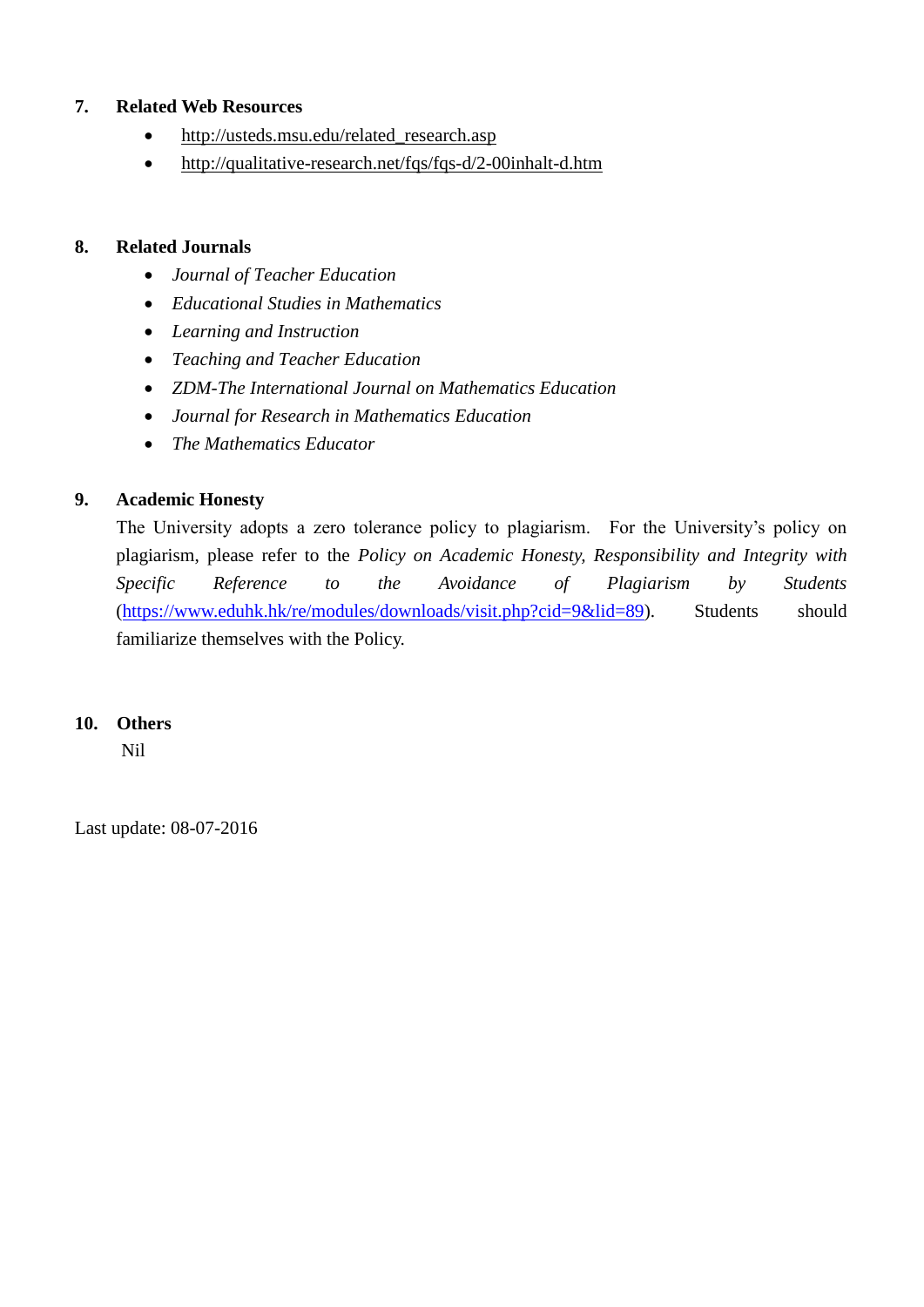## 7. Related Web Resources

- http://usteds.msu.edu/related_research.asp
- http://qualitative-research.net/fqs/fqs-d/2-00inhalt-d.htm

## 8. Related Journals

- *Journal of Teacher Education*
- *Educational Studies in Mathematics*
- *Learning and Instruction*
- *Teaching and Teacher Education*
- *ZDM-The International Journal on Mathematics Education*
- *Journal for Research in Mathematics Education*
- *The Mathematics Educator*

## 9. Academic Honesty

The University adopts a zero tolerance policy to plagiarism. For the University's policy on plagiarism, please refer to the *Policy on Academic Honesty, Responsibility and Integrity with Specific Reference to the Avoidance of Plagiarism by Students* (https://www.eduhk.hk/re/modules/downloads/visit.php?cid=9&lid=89). Students should familiarize themselves with the Policy.

## 10. Others

Nil

Last update: 08-07-2016